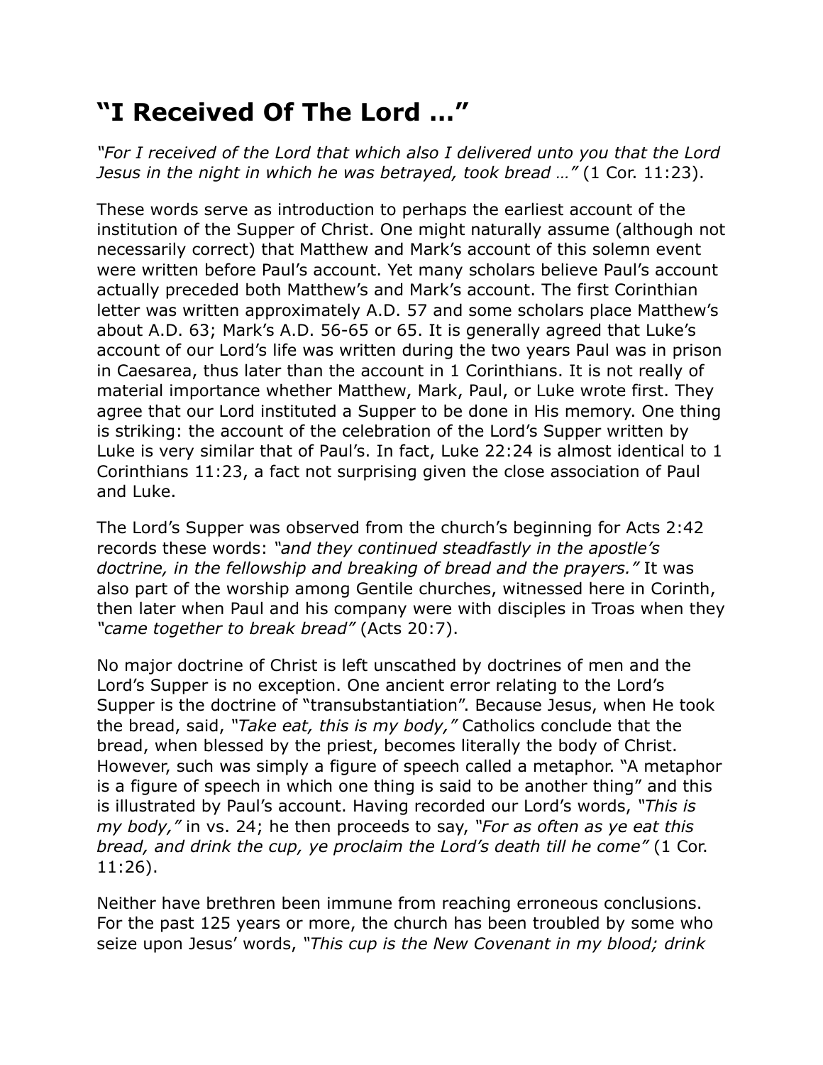# “I Received Of The Lord …”

*“For I received of the Lord that which also I delivered unto you that the Lord Jesus in the night in which he was betrayed, took bread …”* (1 Cor. 11:23).

These words serve as introduction to perhaps the earliest account of the institution of the Supper of Christ. One might naturally assume (although not necessarily correct) that Matthew and Mark’s account of this solemn event were written before Paul’s account. Yet many scholars believe Paul’s account actually preceded both Matthew’s and Mark’s account. The first Corinthian letter was written approximately A.D. 57 and some scholars place Matthew’s about A.D. 63; Mark’s A.D. 56-65 or 65. It is generally agreed that Luke’s account of our Lord’s life was written during the two years Paul was in prison in Caesarea, thus later than the account in 1 Corinthians. It is not really of material importance whether Matthew, Mark, Paul, or Luke wrote first. They agree that our Lord instituted a Supper to be done in His memory. One thing is striking: the account of the celebration of the Lord’s Supper written by Luke is very similar that of Paul’s. In fact, Luke 22:24 is almost identical to 1 Corinthians 11:23, a fact not surprising given the close association of Paul and Luke.

The Lord’s Supper was observed from the church’s beginning for Acts 2:42 records these words: *“and they continued steadfastly in the apostle’s doctrine, in the fellowship and breaking of bread and the prayers.”* It was also part of the worship among Gentile churches, witnessed here in Corinth, then later when Paul and his company were with disciples in Troas when they *“came together to break bread”* (Acts 20:7).

No major doctrine of Christ is left unscathed by doctrines of men and the Lord’s Supper is no exception. One ancient error relating to the Lord’s Supper is the doctrine of “transubstantiation”. Because Jesus, when He took the bread, said, *“Take eat, this is my body,”* Catholics conclude that the bread, when blessed by the priest, becomes literally the body of Christ. However, such was simply a figure of speech called a metaphor. “A metaphor is a figure of speech in which one thing is said to be another thing” and this is illustrated by Paul’s account. Having recorded our Lord’s words, *“This is my body,”* in vs. 24; he then proceeds to say, *“For as often as ye eat this bread, and drink the cup, ye proclaim the Lord’s death till he come”* (1 Cor. 11:26).

Neither have brethren been immune from reaching erroneous conclusions. For the past 125 years or more, the church has been troubled by some who seize upon Jesus’ words, *“This cup is the New Covenant in my blood; drink*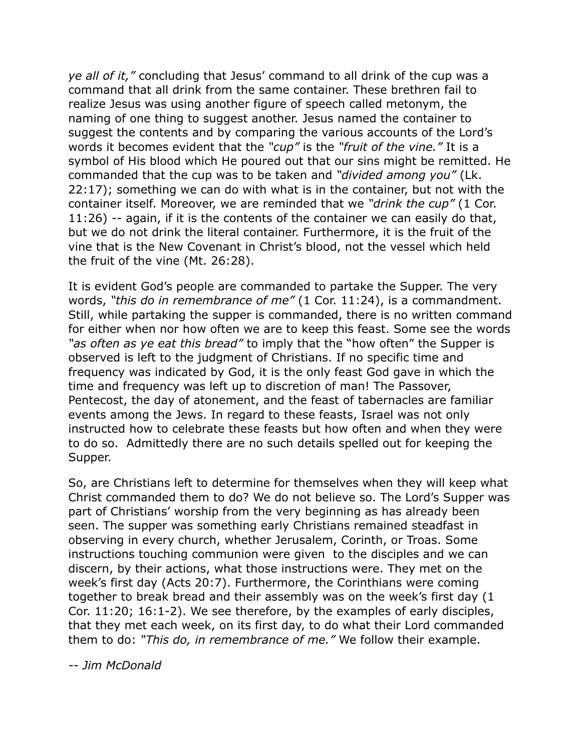*ye all of it,"* concluding that Jesus' command to all drink of the cup was a command that all drink from the same container. These brethren fail to realize Jesus was using another figure of speech called metonym, the naming of one thing to suggest another. Jesus named the container to suggest the contents and by comparing the various accounts of the Lord's words it becomes evident that the *"cup"* is the *"fruit of the vine."* It is a symbol of His blood which He poured out that our sins might be remitted. He commanded that the cup was to be taken and *"divided among you"* (Lk. 22:17); something we can do with what is in the container, but not with the container itself. Moreover, we are reminded that we *"drink the cup"* (1 Cor. 11:26) -- again, if it is the contents of the container we can easily do that, but we do not drink the literal container. Furthermore, it is the fruit of the vine that is the New Covenant in Christ's blood, not the vessel which held the fruit of the vine (Mt. 26:28).

It is evident God's people are commanded to partake the Supper. The very words, *"this do in remembrance of me"* (1 Cor. 11:24), is a commandment. Still, while partaking the supper is commanded, there is no written command for either when nor how often we are to keep this feast. Some see the words *"as often as ye eat this bread"* to imply that the "how often" the Supper is observed is left to the judgment of Christians. If no specific time and frequency was indicated by God, it is the only feast God gave in which the time and frequency was left up to discretion of man! The Passover, Pentecost, the day of atonement, and the feast of tabernacles are familiar events among the Jews. In regard to these feasts, Israel was not only instructed how to celebrate these feasts but how often and when they were to do so. Admittedly there are no such details spelled out for keeping the Supper.

So, are Christians left to determine for themselves when they will keep what Christ commanded them to do? We do not believe so. The Lord's Supper was part of Christians' worship from the very beginning as has already been seen. The supper was something early Christians remained steadfast in observing in every church, whether Jerusalem, Corinth, or Troas. Some instructions touching communion were given to the disciples and we can discern, by their actions, what those instructions were. They met on the week's first day (Acts 20:7). Furthermore, the Corinthians were coming together to break bread and their assembly was on the week's first day (1 Cor. 11:20; 16:1-2). We see therefore, by the examples of early disciples, that they met each week, on its first day, to do what their Lord commanded them to do: *"This do, in remembrance of me."* We follow their example.

*-- Jim McDonald*